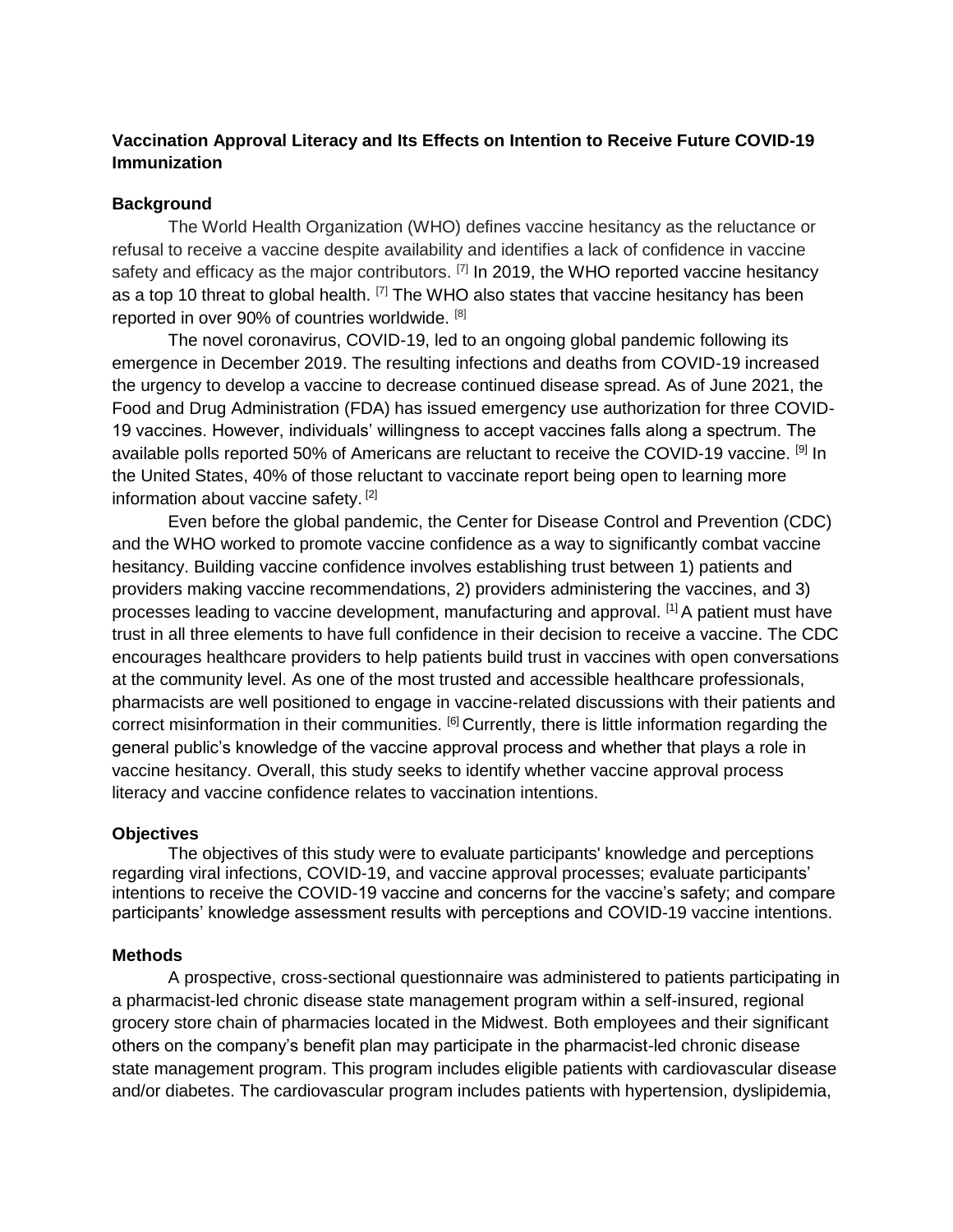**Vaccination Approval Literacy and Its Effects on Intention to Receive Future COVID-19 Immunization**

**Background**

The World Health Organization (WHO) defines vaccine hesitancy as the reluctance or refusal to receive a vaccine despite availability and identifies a lack of confidence in vaccine safety and efficacy as the major contributors. [7] In 2019, the WHO reported vaccine hesitancy as a top 10 threat to global health. [7] The WHO also states that vaccine hesitancy has been reported in over 90% of countries worldwide. [8]

The novel coronavirus, COVID-19, led to an ongoing global pandemic following its emergence in December 2019. The resulting infections and deaths from COVID-19 increased the urgency to develop a vaccine to decrease continued disease spread. As of June 2021, the Food and Drug Administration (FDA) has issued emergency use authorization for three COVID-19 vaccines. However, individuals' willingness to accept vaccines falls along a spectrum. The available polls reported 50% of Americans are reluctant to receive the COVID-19 vaccine. [9] In the United States, 40% of those reluctant to vaccinate report being open to learning more information about vaccine safety. [2]

Even before the global pandemic, the Center for Disease Control and Prevention (CDC) and the WHO worked to promote vaccine confidence as a way to significantly combat vaccine hesitancy. Building vaccine confidence involves establishing trust between 1) patients and providers making vaccine recommendations, 2) providers administering the vaccines, and 3) processes leading to vaccine development, manufacturing and approval. [1] A patient must have trust in all three elements to have full confidence in their decision to receive a vaccine. The CDC encourages healthcare providers to help patients build trust in vaccines with open conversations at the community level. As one of the most trusted and accessible healthcare professionals, pharmacists are well positioned to engage in vaccine-related discussions with their patients and correct misinformation in their communities. [6] Currently, there is little information regarding the general public's knowledge of the vaccine approval process and whether that plays a role in vaccine hesitancy. Overall, this study seeks to identify whether vaccine approval process literacy and vaccine confidence relates to vaccination intentions.

**Objectives**

The objectives of this study were to evaluate participants' knowledge and perceptions regarding viral infections, COVID-19, and vaccine approval processes; evaluate participants' intentions to receive the COVID-19 vaccine and concerns for the vaccine's safety; and compare participants' knowledge assessment results with perceptions and COVID-19 vaccine intentions.

**Methods**

A prospective, cross-sectional questionnaire was administered to patients participating in a pharmacist-led chronic disease state management program within a self-insured, regional grocery store chain of pharmacies located in the Midwest. Both employees and their significant others on the company's benefit plan may participate in the pharmacist-led chronic disease state management program. This program includes eligible patients with cardiovascular disease and/or diabetes. The cardiovascular program includes patients with hypertension, dyslipidemia,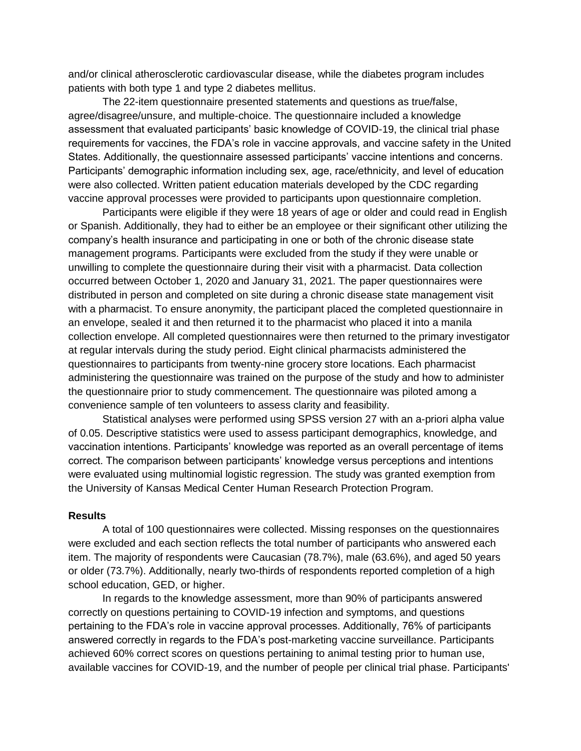and/or clinical atherosclerotic cardiovascular disease, while the diabetes program includes patients with both type 1 and type 2 diabetes mellitus.

The 22-item questionnaire presented statements and questions as true/false, agree/disagree/unsure, and multiple-choice. The questionnaire included a knowledge assessment that evaluated participants' basic knowledge of COVID-19, the clinical trial phase requirements for vaccines, the FDA's role in vaccine approvals, and vaccine safety in the United States. Additionally, the questionnaire assessed participants' vaccine intentions and concerns. Participants' demographic information including sex, age, race/ethnicity, and level of education were also collected. Written patient education materials developed by the CDC regarding vaccine approval processes were provided to participants upon questionnaire completion.

Participants were eligible if they were 18 years of age or older and could read in English or Spanish. Additionally, they had to either be an employee or their significant other utilizing the company's health insurance and participating in one or both of the chronic disease state management programs. Participants were excluded from the study if they were unable or unwilling to complete the questionnaire during their visit with a pharmacist. Data collection occurred between October 1, 2020 and January 31, 2021. The paper questionnaires were distributed in person and completed on site during a chronic disease state management visit with a pharmacist. To ensure anonymity, the participant placed the completed questionnaire in an envelope, sealed it and then returned it to the pharmacist who placed it into a manila collection envelope. All completed questionnaires were then returned to the primary investigator at regular intervals during the study period. Eight clinical pharmacists administered the questionnaires to participants from twenty-nine grocery store locations. Each pharmacist administering the questionnaire was trained on the purpose of the study and how to administer the questionnaire prior to study commencement. The questionnaire was piloted among a convenience sample of ten volunteers to assess clarity and feasibility.

Statistical analyses were performed using SPSS version 27 with an a-priori alpha value of 0.05. Descriptive statistics were used to assess participant demographics, knowledge, and vaccination intentions. Participants' knowledge was reported as an overall percentage of items correct. The comparison between participants' knowledge versus perceptions and intentions were evaluated using multinomial logistic regression. The study was granted exemption from the University of Kansas Medical Center Human Research Protection Program.

**Results**

A total of 100 questionnaires were collected. Missing responses on the questionnaires were excluded and each section reflects the total number of participants who answered each item. The majority of respondents were Caucasian (78.7%), male (63.6%), and aged 50 years or older (73.7%). Additionally, nearly two-thirds of respondents reported completion of a high school education, GED, or higher.

In regards to the knowledge assessment, more than 90% of participants answered correctly on questions pertaining to COVID-19 infection and symptoms, and questions pertaining to the FDA's role in vaccine approval processes. Additionally, 76% of participants answered correctly in regards to the FDA's post-marketing vaccine surveillance. Participants achieved 60% correct scores on questions pertaining to animal testing prior to human use, available vaccines for COVID-19, and the number of people per clinical trial phase. Participants'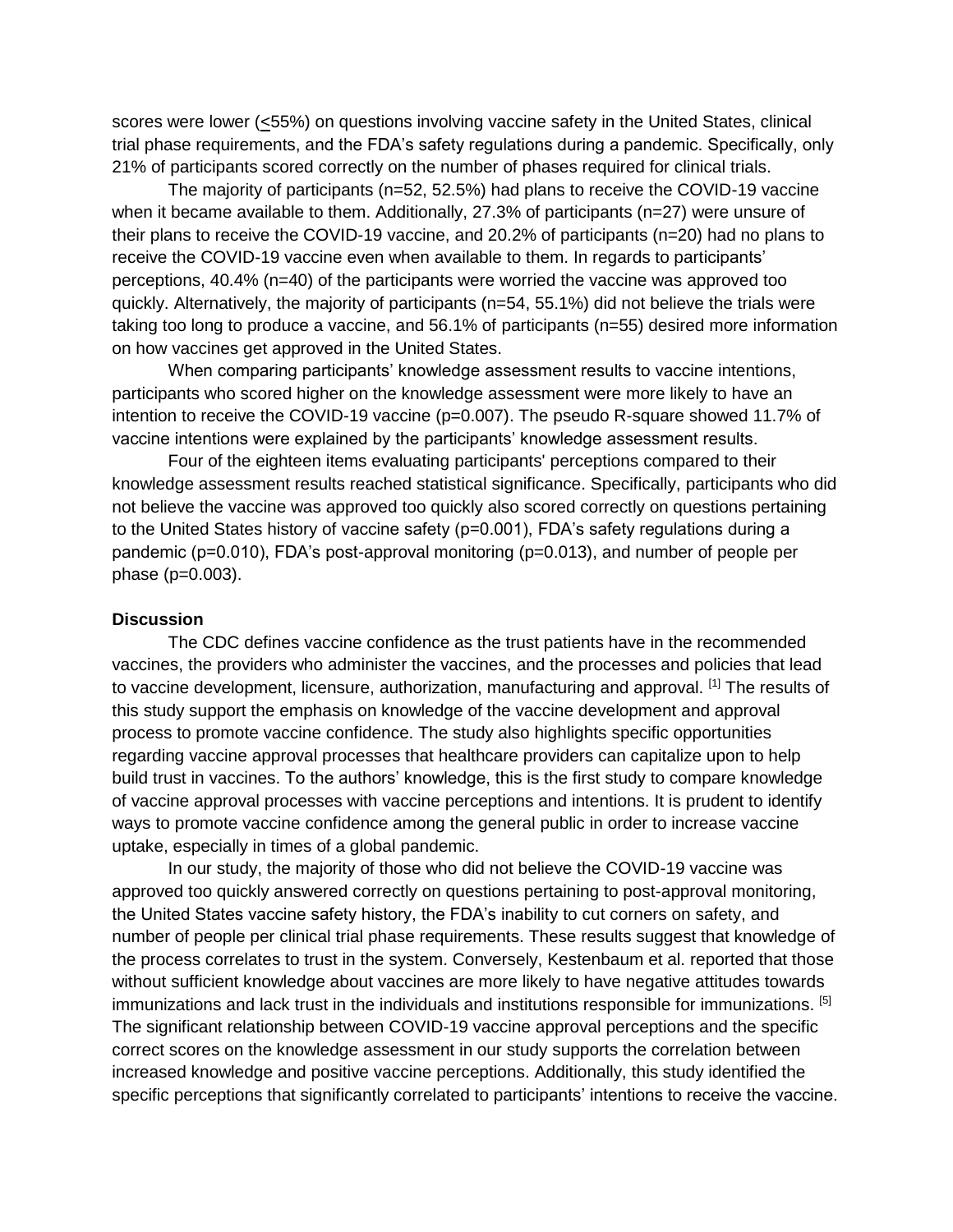scores were lower (<55%) on questions involving vaccine safety in the United States, clinical trial phase requirements, and the FDA's safety regulations during a pandemic. Specifically, only 21% of participants scored correctly on the number of phases required for clinical trials.

The majority of participants (n=52, 52.5%) had plans to receive the COVID-19 vaccine when it became available to them. Additionally, 27.3% of participants (n=27) were unsure of their plans to receive the COVID-19 vaccine, and 20.2% of participants (n=20) had no plans to receive the COVID-19 vaccine even when available to them. In regards to participants' perceptions, 40.4% (n=40) of the participants were worried the vaccine was approved too quickly. Alternatively, the majority of participants (n=54, 55.1%) did not believe the trials were taking too long to produce a vaccine, and 56.1% of participants (n=55) desired more information on how vaccines get approved in the United States.

When comparing participants' knowledge assessment results to vaccine intentions, participants who scored higher on the knowledge assessment were more likely to have an intention to receive the COVID-19 vaccine ($p=0.007$). The pseudo R-square showed 11.7% of vaccine intentions were explained by the participants' knowledge assessment results.

Four of the eighteen items evaluating participants' perceptions compared to their knowledge assessment results reached statistical significance. Specifically, participants who did not believe the vaccine was approved too quickly also scored correctly on questions pertaining to the United States history of vaccine safety ($p=0.001$), FDA's safety regulations during a pandemic ($p=0.010$), FDA's post-approval monitoring ($p=0.013$), and number of people per phase ($p=0.003$).

### Discussion

The CDC defines vaccine confidence as the trust patients have in the recommended vaccines, the providers who administer the vaccines, and the processes and policies that lead to vaccine development, licensure, authorization, manufacturing and approval. [1] The results of this study support the emphasis on knowledge of the vaccine development and approval process to promote vaccine confidence. The study also highlights specific opportunities regarding vaccine approval processes that healthcare providers can capitalize upon to help build trust in vaccines. To the authors' knowledge, this is the first study to compare knowledge of vaccine approval processes with vaccine perceptions and intentions. It is prudent to identify ways to promote vaccine confidence among the general public in order to increase vaccine uptake, especially in times of a global pandemic.

In our study, the majority of those who did not believe the COVID-19 vaccine was approved too quickly answered correctly on questions pertaining to post-approval monitoring, the United States vaccine safety history, the FDA's inability to cut corners on safety, and number of people per clinical trial phase requirements. These results suggest that knowledge of the process correlates to trust in the system. Conversely, Kestenbaum et al. reported that those without sufficient knowledge about vaccines are more likely to have negative attitudes towards immunizations and lack trust in the individuals and institutions responsible for immunizations. [5] The significant relationship between COVID-19 vaccine approval perceptions and the specific correct scores on the knowledge assessment in our study supports the correlation between increased knowledge and positive vaccine perceptions. Additionally, this study identified the specific perceptions that significantly correlated to participants' intentions to receive the vaccine.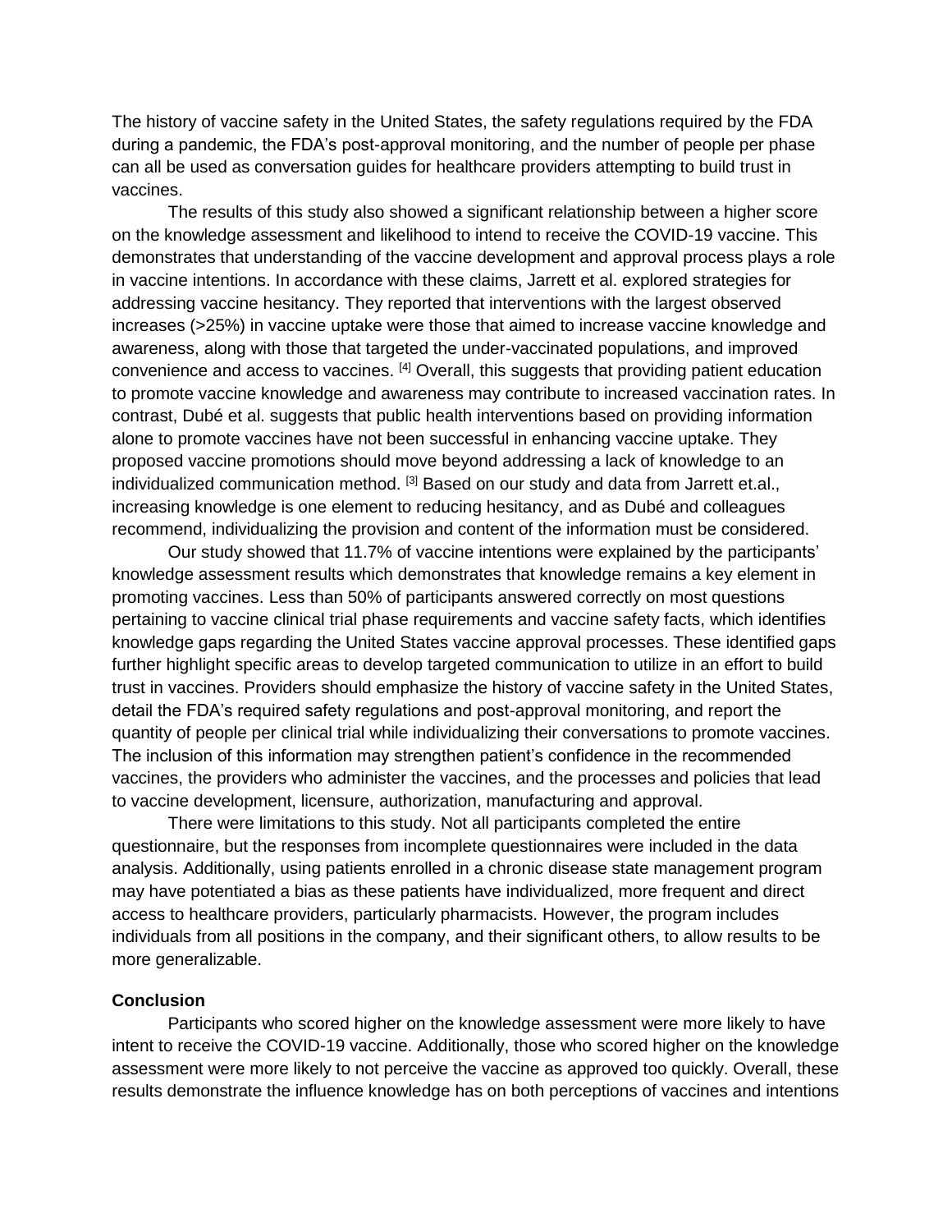The history of vaccine safety in the United States, the safety regulations required by the FDA during a pandemic, the FDA's post-approval monitoring, and the number of people per phase can all be used as conversation guides for healthcare providers attempting to build trust in vaccines.

The results of this study also showed a significant relationship between a higher score on the knowledge assessment and likelihood to intend to receive the COVID-19 vaccine. This demonstrates that understanding of the vaccine development and approval process plays a role in vaccine intentions. In accordance with these claims, Jarrett et al. explored strategies for addressing vaccine hesitancy. They reported that interventions with the largest observed increases (>25%) in vaccine uptake were those that aimed to increase vaccine knowledge and awareness, along with those that targeted the under-vaccinated populations, and improved convenience and access to vaccines. [4] Overall, this suggests that providing patient education to promote vaccine knowledge and awareness may contribute to increased vaccination rates. In contrast, Dubé et al. suggests that public health interventions based on providing information alone to promote vaccines have not been successful in enhancing vaccine uptake. They proposed vaccine promotions should move beyond addressing a lack of knowledge to an individualized communication method. [3] Based on our study and data from Jarrett et.al., increasing knowledge is one element to reducing hesitancy, and as Dubé and colleagues recommend, individualizing the provision and content of the information must be considered.

Our study showed that 11.7% of vaccine intentions were explained by the participants' knowledge assessment results which demonstrates that knowledge remains a key element in promoting vaccines. Less than 50% of participants answered correctly on most questions pertaining to vaccine clinical trial phase requirements and vaccine safety facts, which identifies knowledge gaps regarding the United States vaccine approval processes. These identified gaps further highlight specific areas to develop targeted communication to utilize in an effort to build trust in vaccines. Providers should emphasize the history of vaccine safety in the United States, detail the FDA's required safety regulations and post-approval monitoring, and report the quantity of people per clinical trial while individualizing their conversations to promote vaccines. The inclusion of this information may strengthen patient's confidence in the recommended vaccines, the providers who administer the vaccines, and the processes and policies that lead to vaccine development, licensure, authorization, manufacturing and approval.

There were limitations to this study. Not all participants completed the entire questionnaire, but the responses from incomplete questionnaires were included in the data analysis. Additionally, using patients enrolled in a chronic disease state management program may have potentiated a bias as these patients have individualized, more frequent and direct access to healthcare providers, particularly pharmacists. However, the program includes individuals from all positions in the company, and their significant others, to allow results to be more generalizable.

**Conclusion**

Participants who scored higher on the knowledge assessment were more likely to have intent to receive the COVID-19 vaccine. Additionally, those who scored higher on the knowledge assessment were more likely to not perceive the vaccine as approved too quickly. Overall, these results demonstrate the influence knowledge has on both perceptions of vaccines and intentions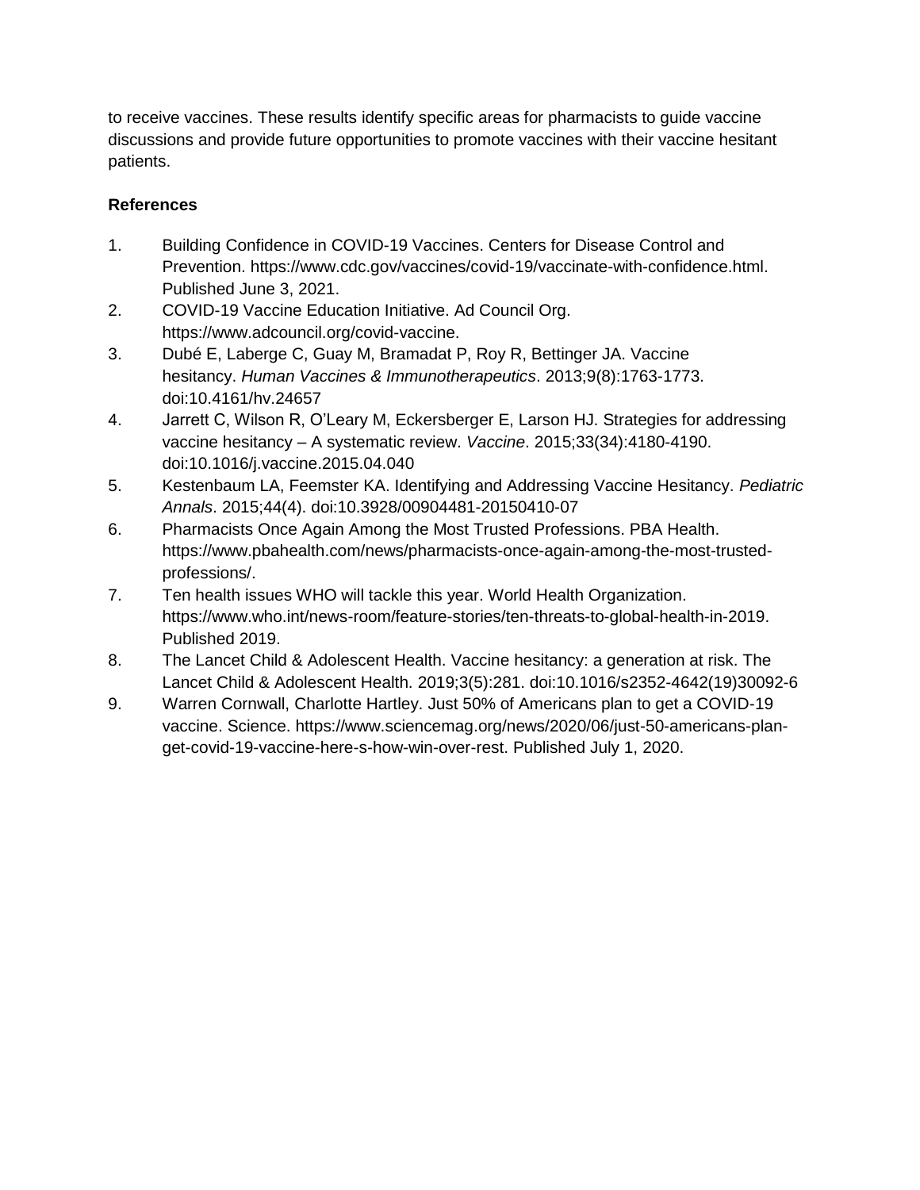to receive vaccines. These results identify specific areas for pharmacists to guide vaccine discussions and provide future opportunities to promote vaccines with their vaccine hesitant patients.

## References

1. Building Confidence in COVID-19 Vaccines. Centers for Disease Control and Prevention. https://www.cdc.gov/vaccines/covid-19/vaccinate-with-confidence.html. Published June 3, 2021.
2. COVID-19 Vaccine Education Initiative. Ad Council Org. https://www.adcouncil.org/covid-vaccine.
3. Dubé E, Laberge C, Guay M, Bramadat P, Roy R, Bettinger JA. Vaccine hesitancy. *Human Vaccines & Immunotherapeutics*. 2013;9(8):1763-1773. doi:10.4161/hv.24657
4. Jarrett C, Wilson R, O'Leary M, Eckersberger E, Larson HJ. Strategies for addressing vaccine hesitancy – A systematic review. *Vaccine*. 2015;33(34):4180-4190. doi:10.1016/j.vaccine.2015.04.040
5. Kestenbaum LA, Feemster KA. Identifying and Addressing Vaccine Hesitancy. *Pediatric Annals*. 2015;44(4). doi:10.3928/00904481-20150410-07
6. Pharmacists Once Again Among the Most Trusted Professions. PBA Health. https://www.pbahealth.com/news/pharmacists-once-again-among-the-most-trusted-professions/.
7. Ten health issues WHO will tackle this year. World Health Organization. https://www.who.int/news-room/feature-stories/ten-threats-to-global-health-in-2019. Published 2019.
8. The Lancet Child & Adolescent Health. Vaccine hesitancy: a generation at risk. The Lancet Child & Adolescent Health. 2019;3(5):281. doi:10.1016/s2352-4642(19)30092-6
9. Warren Cornwall, Charlotte Hartley. Just 50% of Americans plan to get a COVID-19 vaccine. Science. https://www.sciencemag.org/news/2020/06/just-50-americans-plan-get-covid-19-vaccine-here-s-how-win-over-rest. Published July 1, 2020.